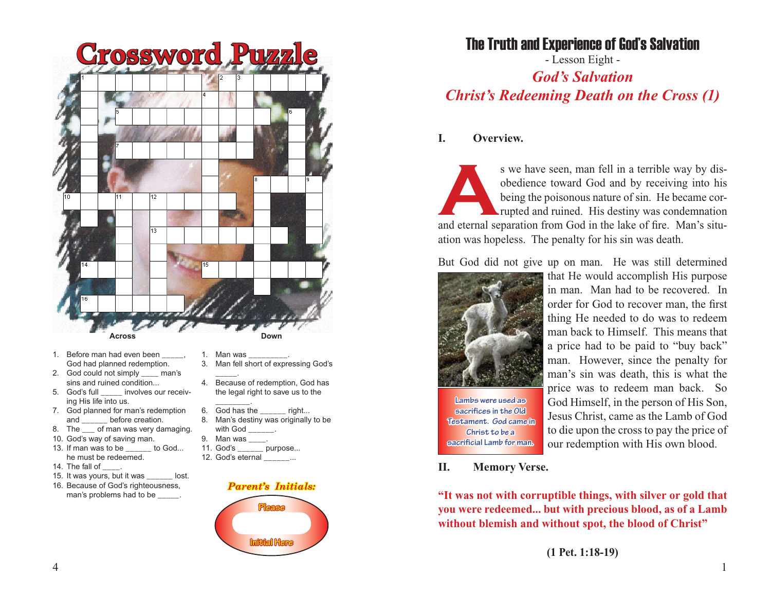# Crossword Puzzle

**Across**

1. Before man had even been _____, God had planned redemption.
2. God could not simply ____ man's sins and ruined condition...
5. God's full _____ involves our receiving His life into us.
7. God planned for man's redemption and ______ before creation.
8. The ___ of man was very damaging.
10. God's way of saving man.
13. If man was to be ______ to God... he must be redeemed.
14. The fall of ____.
15. It was yours, but it was ______ lost.
16. Because of God's righteousness, man's problems had to be _____.

**Down**

1. Man was _________.
3. Man fell short of expressing God's _____.
4. Because of redemption, God has the legal right to save us to the ________.
6. God has the ______ right...
8. Man's destiny was originally to be with God ______.
9. Man was ____.
11. God's ______ purpose...
12. God's eternal ______...

*Parent's Initials:*

Please Initial Here

# The Truth and Experience of God's Salvation

- Lesson Eight -

## *God's Salvation*
## *Christ's Redeeming Death on the Cross (1)*

### I. Overview.

As we have seen, man fell in a terrible way by disobedience toward God and by receiving into his being the poisonous nature of sin. He became corrupted and ruined. His destiny was condemnation and eternal separation from God in the lake of fire. Man's situation was hopeless. The penalty for his sin was death.

But God did not give up on man. He was still determined that He would accomplish His purpose in man. Man had to be recovered. In order for God to recover man, the first thing He needed to do was to redeem man back to Himself. This means that a price had to be paid to "buy back" man. However, since the penalty for man's sin was death, this is what the price was to redeem man back. So God Himself, in the person of His Son, Jesus Christ, came as the Lamb of God to die upon the cross to pay the price of our redemption with His own blood.

Lambs were used as sacrifices in the Old Testament. God came in Christ to be a sacrificial Lamb for man.

### II. Memory Verse.

**"It was not with corruptible things, with silver or gold that you were redeemed... but with precious blood, as of a Lamb without blemish and without spot, the blood of Christ"**

**(1 Pet. 1:18-19)**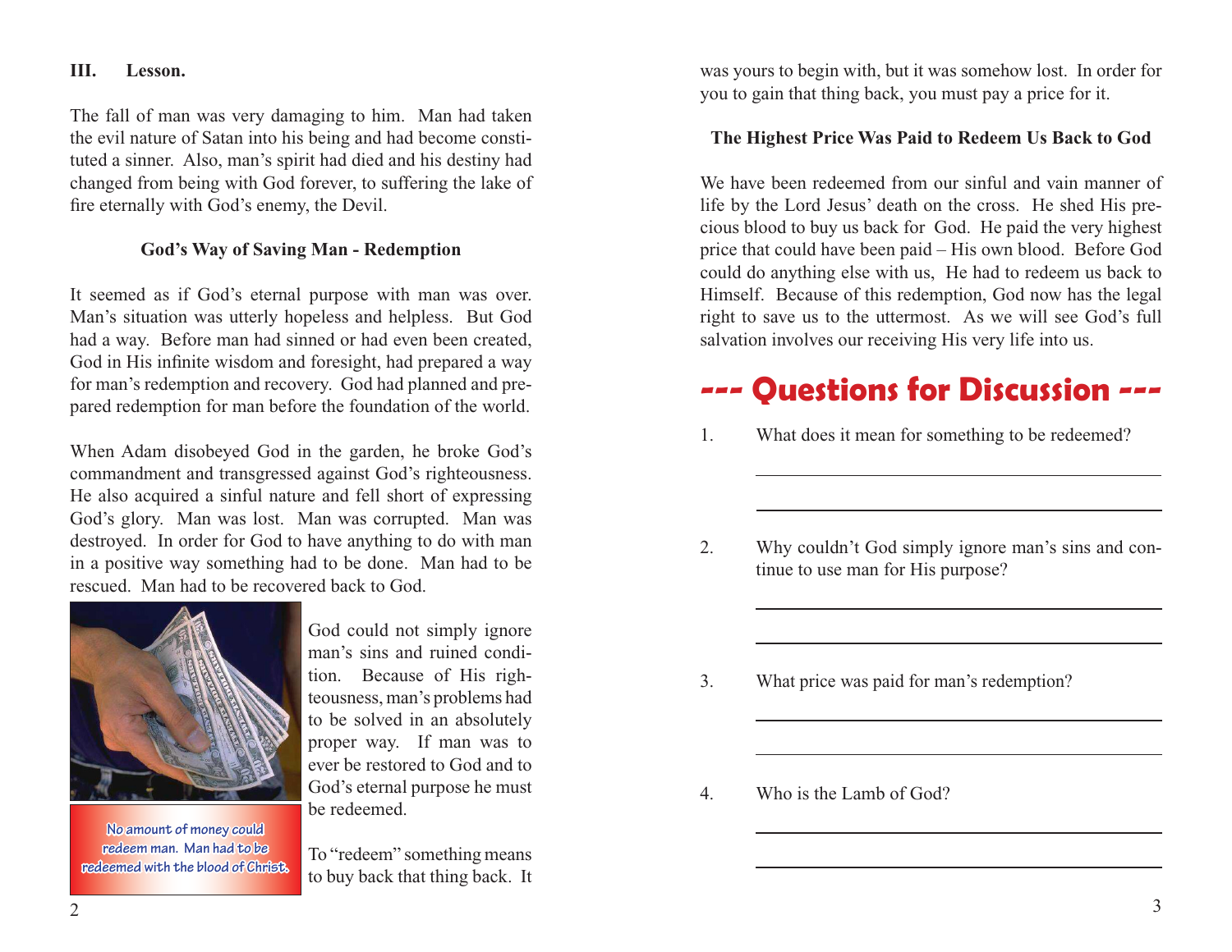## III. Lesson.

The fall of man was very damaging to him. Man had taken the evil nature of Satan into his being and had become constituted a sinner. Also, man's spirit had died and his destiny had changed from being with God forever, to suffering the lake of fire eternally with God's enemy, the Devil.

### God's Way of Saving Man - Redemption

It seemed as if God's eternal purpose with man was over. Man's situation was utterly hopeless and helpless. But God had a way. Before man had sinned or had even been created, God in His infinite wisdom and foresight, had prepared a way for man's redemption and recovery. God had planned and prepared redemption for man before the foundation of the world.

When Adam disobeyed God in the garden, he broke God's commandment and transgressed against God's righteousness. He also acquired a sinful nature and fell short of expressing God's glory. Man was lost. Man was corrupted. Man was destroyed. In order for God to have anything to do with man in a positive way something had to be done. Man had to be rescued. Man had to be recovered back to God.

No amount of money could redeem man. Man had to be redeemed with the blood of Christ.

God could not simply ignore man's sins and ruined condition. Because of His righteousness, man's problems had to be solved in an absolutely proper way. If man was to ever be restored to God and to God's eternal purpose he must be redeemed.

To "redeem" something means to buy back that thing back. It was yours to begin with, but it was somehow lost. In order for you to gain that thing back, you must pay a price for it.

### The Highest Price Was Paid to Redeem Us Back to God

We have been redeemed from our sinful and vain manner of life by the Lord Jesus' death on the cross. He shed His precious blood to buy us back for God. He paid the very highest price that could have been paid – His own blood. Before God could do anything else with us, He had to redeem us back to Himself. Because of this redemption, God now has the legal right to save us to the uttermost. As we will see God's full salvation involves our receiving His very life into us.

## --- Questions for Discussion ---

1. What does it mean for something to be redeemed?

_______________________________________________

_______________________________________________

2. Why couldn't God simply ignore man's sins and continue to use man for His purpose?

_______________________________________________

_______________________________________________

3. What price was paid for man's redemption?

_______________________________________________

_______________________________________________

4. Who is the Lamb of God?

_______________________________________________

_______________________________________________